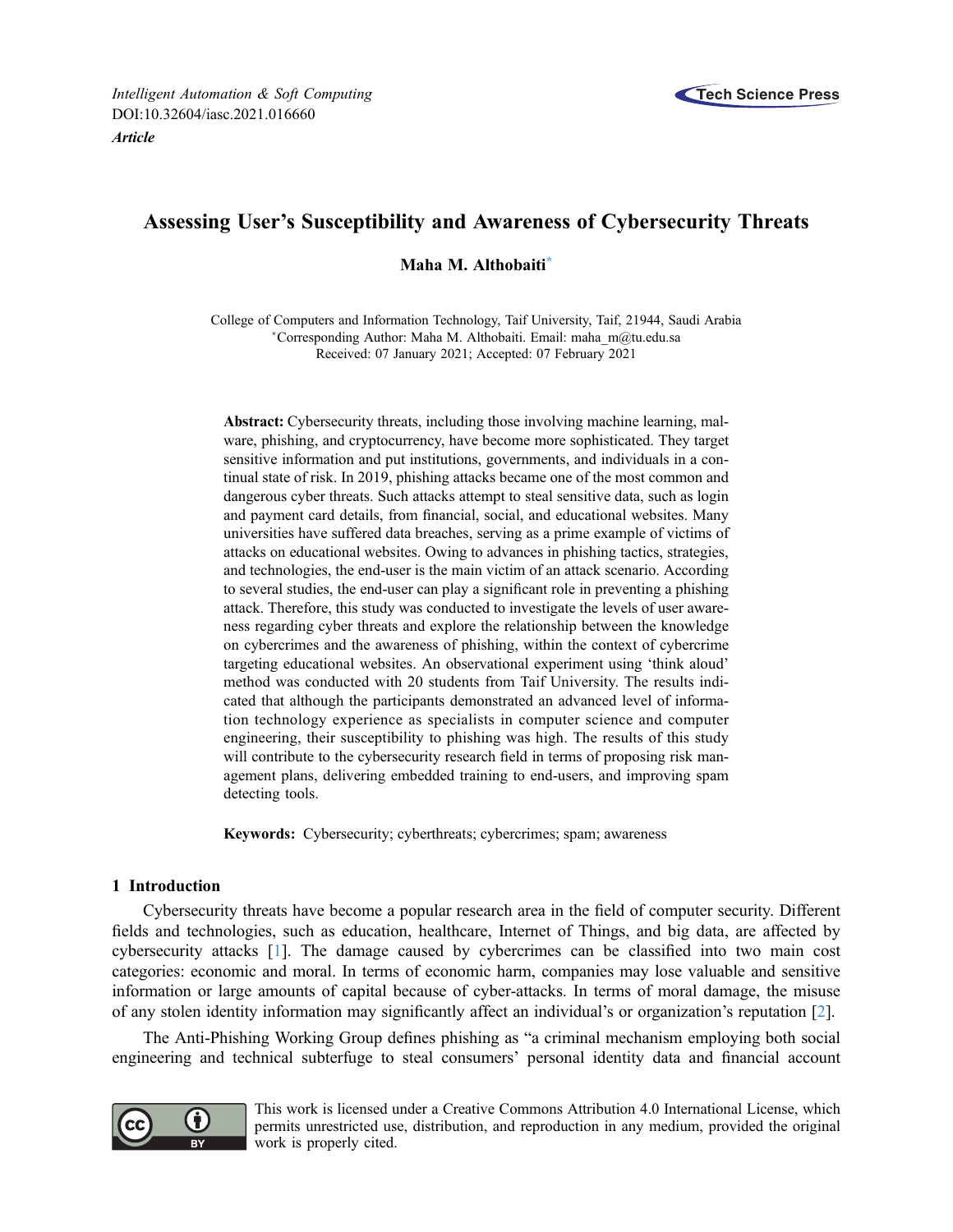*Intelligent Automation & Soft Computing*
DOI:10.32604/iasc.2021.016660
***Article***

# Assessing User's Susceptibility and Awareness of Cybersecurity Threats

**Maha M. Althobaiti***

College of Computers and Information Technology, Taif University, Taif, 21944, Saudi Arabia
*Corresponding Author: Maha M. Althobaiti. Email: maha_m@tu.edu.sa
Received: 07 January 2021; Accepted: 07 February 2021

**Abstract:** Cybersecurity threats, including those involving machine learning, malware, phishing, and cryptocurrency, have become more sophisticated. They target sensitive information and put institutions, governments, and individuals in a continual state of risk. In 2019, phishing attacks became one of the most common and dangerous cyber threats. Such attacks attempt to steal sensitive data, such as login and payment card details, from financial, social, and educational websites. Many universities have suffered data breaches, serving as a prime example of victims of attacks on educational websites. Owing to advances in phishing tactics, strategies, and technologies, the end-user is the main victim of an attack scenario. According to several studies, the end-user can play a significant role in preventing a phishing attack. Therefore, this study was conducted to investigate the levels of user awareness regarding cyber threats and explore the relationship between the knowledge on cybercrimes and the awareness of phishing, within the context of cybercrime targeting educational websites. An observational experiment using 'think aloud' method was conducted with 20 students from Taif University. The results indicated that although the participants demonstrated an advanced level of information technology experience as specialists in computer science and computer engineering, their susceptibility to phishing was high. The results of this study will contribute to the cybersecurity research field in terms of proposing risk management plans, delivering embedded training to end-users, and improving spam detecting tools.

**Keywords:** Cybersecurity; cyberthreats; cybercrimes; spam; awareness

## 1 Introduction

Cybersecurity threats have become a popular research area in the field of computer security. Different fields and technologies, such as education, healthcare, Internet of Things, and big data, are affected by cybersecurity attacks [1]. The damage caused by cybercrimes can be classified into two main cost categories: economic and moral. In terms of economic harm, companies may lose valuable and sensitive information or large amounts of capital because of cyber-attacks. In terms of moral damage, the misuse of any stolen identity information may significantly affect an individual's or organization's reputation [2].

The Anti-Phishing Working Group defines phishing as "a criminal mechanism employing both social engineering and technical subterfuge to steal consumers' personal identity data and financial account

This work is licensed under a Creative Commons Attribution 4.0 International License, which permits unrestricted use, distribution, and reproduction in any medium, provided the original work is properly cited.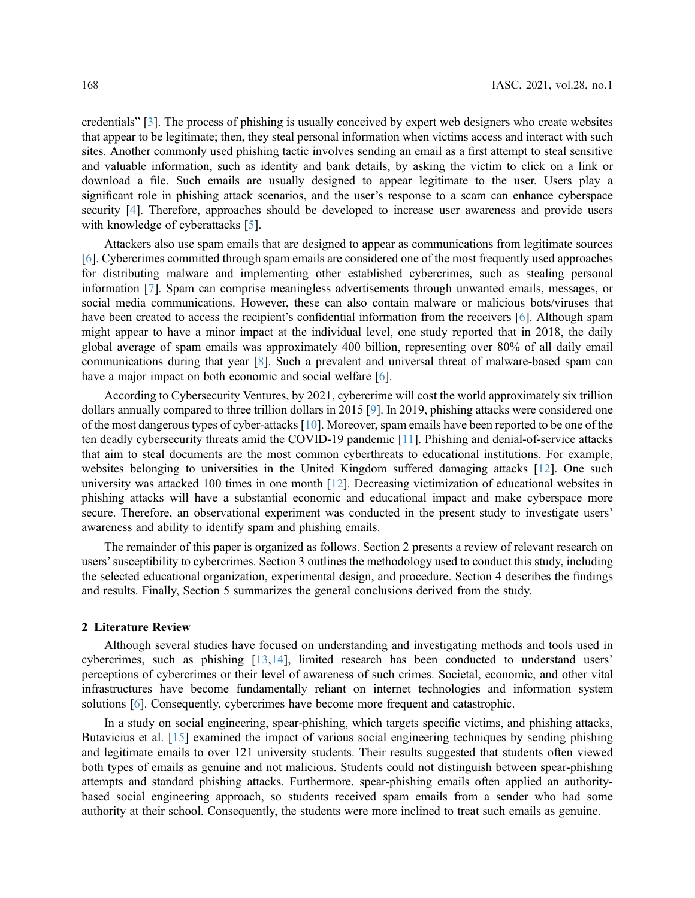credentials" [3]. The process of phishing is usually conceived by expert web designers who create websites that appear to be legitimate; then, they steal personal information when victims access and interact with such sites. Another commonly used phishing tactic involves sending an email as a first attempt to steal sensitive and valuable information, such as identity and bank details, by asking the victim to click on a link or download a file. Such emails are usually designed to appear legitimate to the user. Users play a significant role in phishing attack scenarios, and the user's response to a scam can enhance cyberspace security [4]. Therefore, approaches should be developed to increase user awareness and provide users with knowledge of cyberattacks [5].

Attackers also use spam emails that are designed to appear as communications from legitimate sources [6]. Cybercrimes committed through spam emails are considered one of the most frequently used approaches for distributing malware and implementing other established cybercrimes, such as stealing personal information [7]. Spam can comprise meaningless advertisements through unwanted emails, messages, or social media communications. However, these can also contain malware or malicious bots/viruses that have been created to access the recipient's confidential information from the receivers [6]. Although spam might appear to have a minor impact at the individual level, one study reported that in 2018, the daily global average of spam emails was approximately 400 billion, representing over 80% of all daily email communications during that year [8]. Such a prevalent and universal threat of malware-based spam can have a major impact on both economic and social welfare [6].

According to Cybersecurity Ventures, by 2021, cybercrime will cost the world approximately six trillion dollars annually compared to three trillion dollars in 2015 [9]. In 2019, phishing attacks were considered one of the most dangerous types of cyber-attacks [10]. Moreover, spam emails have been reported to be one of the ten deadly cybersecurity threats amid the COVID-19 pandemic [11]. Phishing and denial-of-service attacks that aim to steal documents are the most common cyberthreats to educational institutions. For example, websites belonging to universities in the United Kingdom suffered damaging attacks [12]. One such university was attacked 100 times in one month [12]. Decreasing victimization of educational websites in phishing attacks will have a substantial economic and educational impact and make cyberspace more secure. Therefore, an observational experiment was conducted in the present study to investigate users' awareness and ability to identify spam and phishing emails.

The remainder of this paper is organized as follows. Section 2 presents a review of relevant research on users' susceptibility to cybercrimes. Section 3 outlines the methodology used to conduct this study, including the selected educational organization, experimental design, and procedure. Section 4 describes the findings and results. Finally, Section 5 summarizes the general conclusions derived from the study.

## 2 Literature Review

Although several studies have focused on understanding and investigating methods and tools used in cybercrimes, such as phishing [13,14], limited research has been conducted to understand users' perceptions of cybercrimes or their level of awareness of such crimes. Societal, economic, and other vital infrastructures have become fundamentally reliant on internet technologies and information system solutions [6]. Consequently, cybercrimes have become more frequent and catastrophic.

In a study on social engineering, spear-phishing, which targets specific victims, and phishing attacks, Butavicius et al. [15] examined the impact of various social engineering techniques by sending phishing and legitimate emails to over 121 university students. Their results suggested that students often viewed both types of emails as genuine and not malicious. Students could not distinguish between spear-phishing attempts and standard phishing attacks. Furthermore, spear-phishing emails often applied an authority-based social engineering approach, so students received spam emails from a sender who had some authority at their school. Consequently, the students were more inclined to treat such emails as genuine.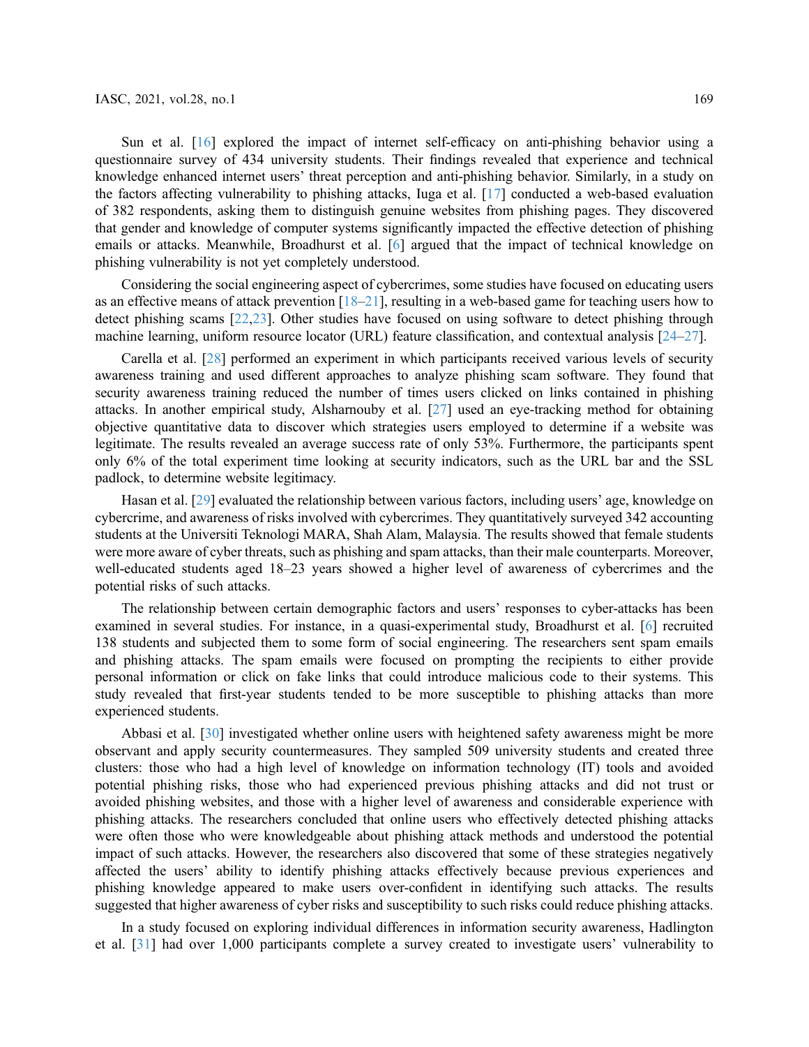Sun et al. [16] explored the impact of internet self-efficacy on anti-phishing behavior using a questionnaire survey of 434 university students. Their findings revealed that experience and technical knowledge enhanced internet users' threat perception and anti-phishing behavior. Similarly, in a study on the factors affecting vulnerability to phishing attacks, Iuga et al. [17] conducted a web-based evaluation of 382 respondents, asking them to distinguish genuine websites from phishing pages. They discovered that gender and knowledge of computer systems significantly impacted the effective detection of phishing emails or attacks. Meanwhile, Broadhurst et al. [6] argued that the impact of technical knowledge on phishing vulnerability is not yet completely understood.

Considering the social engineering aspect of cybercrimes, some studies have focused on educating users as an effective means of attack prevention [18–21], resulting in a web-based game for teaching users how to detect phishing scams [22,23]. Other studies have focused on using software to detect phishing through machine learning, uniform resource locator (URL) feature classification, and contextual analysis [24–27].

Carella et al. [28] performed an experiment in which participants received various levels of security awareness training and used different approaches to analyze phishing scam software. They found that security awareness training reduced the number of times users clicked on links contained in phishing attacks. In another empirical study, Alsharnouby et al. [27] used an eye-tracking method for obtaining objective quantitative data to discover which strategies users employed to determine if a website was legitimate. The results revealed an average success rate of only 53%. Furthermore, the participants spent only 6% of the total experiment time looking at security indicators, such as the URL bar and the SSL padlock, to determine website legitimacy.

Hasan et al. [29] evaluated the relationship between various factors, including users' age, knowledge on cybercrime, and awareness of risks involved with cybercrimes. They quantitatively surveyed 342 accounting students at the Universiti Teknologi MARA, Shah Alam, Malaysia. The results showed that female students were more aware of cyber threats, such as phishing and spam attacks, than their male counterparts. Moreover, well-educated students aged 18–23 years showed a higher level of awareness of cybercrimes and the potential risks of such attacks.

The relationship between certain demographic factors and users' responses to cyber-attacks has been examined in several studies. For instance, in a quasi-experimental study, Broadhurst et al. [6] recruited 138 students and subjected them to some form of social engineering. The researchers sent spam emails and phishing attacks. The spam emails were focused on prompting the recipients to either provide personal information or click on fake links that could introduce malicious code to their systems. This study revealed that first-year students tended to be more susceptible to phishing attacks than more experienced students.

Abbasi et al. [30] investigated whether online users with heightened safety awareness might be more observant and apply security countermeasures. They sampled 509 university students and created three clusters: those who had a high level of knowledge on information technology (IT) tools and avoided potential phishing risks, those who had experienced previous phishing attacks and did not trust or avoided phishing websites, and those with a higher level of awareness and considerable experience with phishing attacks. The researchers concluded that online users who effectively detected phishing attacks were often those who were knowledgeable about phishing attack methods and understood the potential impact of such attacks. However, the researchers also discovered that some of these strategies negatively affected the users' ability to identify phishing attacks effectively because previous experiences and phishing knowledge appeared to make users over-confident in identifying such attacks. The results suggested that higher awareness of cyber risks and susceptibility to such risks could reduce phishing attacks.

In a study focused on exploring individual differences in information security awareness, Hadlington et al. [31] had over 1,000 participants complete a survey created to investigate users' vulnerability to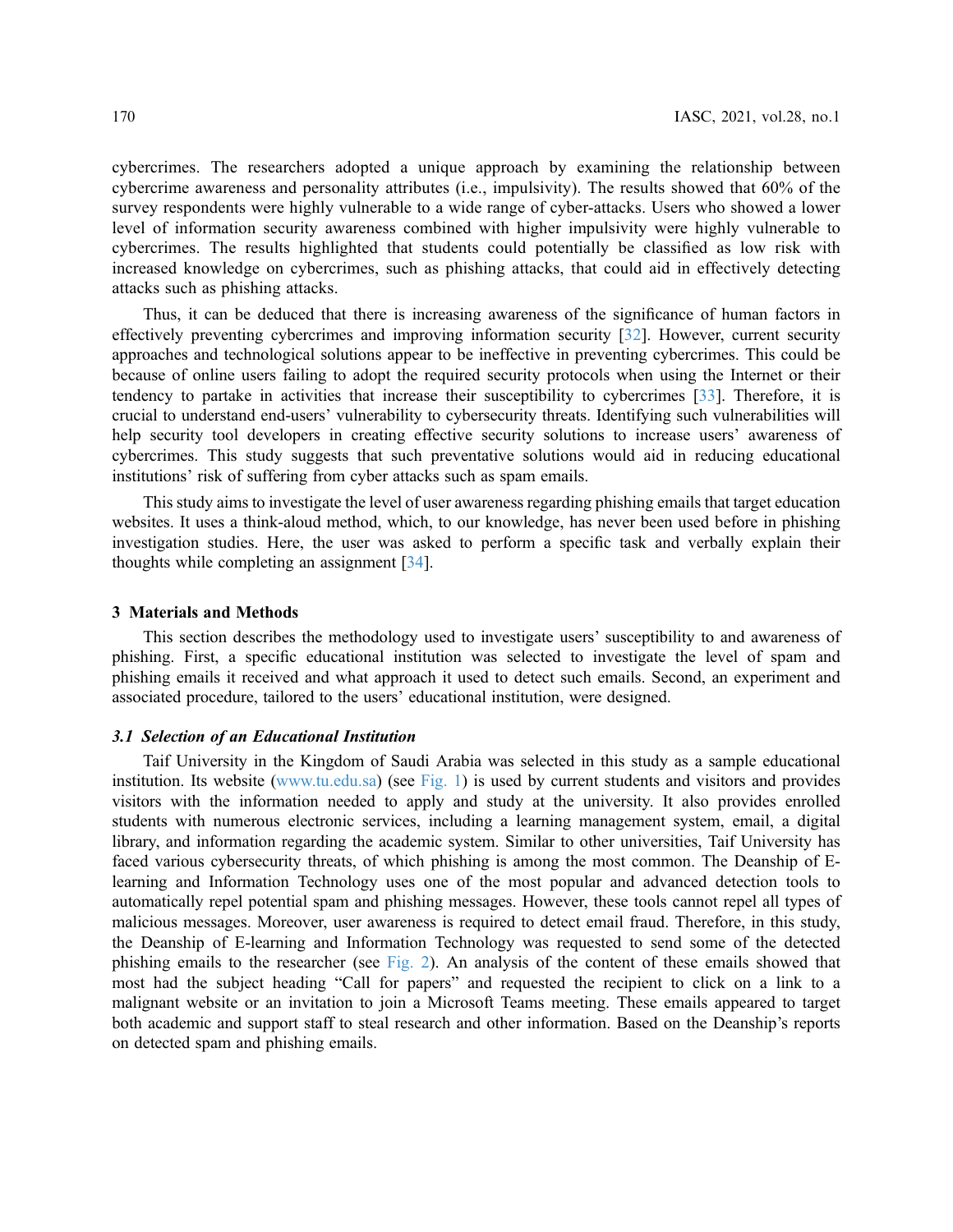cybercrimes. The researchers adopted a unique approach by examining the relationship between cybercrime awareness and personality attributes (i.e., impulsivity). The results showed that 60% of the survey respondents were highly vulnerable to a wide range of cyber-attacks. Users who showed a lower level of information security awareness combined with higher impulsivity were highly vulnerable to cybercrimes. The results highlighted that students could potentially be classified as low risk with increased knowledge on cybercrimes, such as phishing attacks, that could aid in effectively detecting attacks such as phishing attacks.

Thus, it can be deduced that there is increasing awareness of the significance of human factors in effectively preventing cybercrimes and improving information security [32]. However, current security approaches and technological solutions appear to be ineffective in preventing cybercrimes. This could be because of online users failing to adopt the required security protocols when using the Internet or their tendency to partake in activities that increase their susceptibility to cybercrimes [33]. Therefore, it is crucial to understand end-users' vulnerability to cybersecurity threats. Identifying such vulnerabilities will help security tool developers in creating effective security solutions to increase users' awareness of cybercrimes. This study suggests that such preventative solutions would aid in reducing educational institutions' risk of suffering from cyber attacks such as spam emails.

This study aims to investigate the level of user awareness regarding phishing emails that target education websites. It uses a think-aloud method, which, to our knowledge, has never been used before in phishing investigation studies. Here, the user was asked to perform a specific task and verbally explain their thoughts while completing an assignment [34].

## 3 Materials and Methods

This section describes the methodology used to investigate users' susceptibility to and awareness of phishing. First, a specific educational institution was selected to investigate the level of spam and phishing emails it received and what approach it used to detect such emails. Second, an experiment and associated procedure, tailored to the users' educational institution, were designed.

### *3.1 Selection of an Educational Institution*

Taif University in the Kingdom of Saudi Arabia was selected in this study as a sample educational institution. Its website (www.tu.edu.sa) (see Fig. 1) is used by current students and visitors and provides visitors with the information needed to apply and study at the university. It also provides enrolled students with numerous electronic services, including a learning management system, email, a digital library, and information regarding the academic system. Similar to other universities, Taif University has faced various cybersecurity threats, of which phishing is among the most common. The Deanship of E-learning and Information Technology uses one of the most popular and advanced detection tools to automatically repel potential spam and phishing messages. However, these tools cannot repel all types of malicious messages. Moreover, user awareness is required to detect email fraud. Therefore, in this study, the Deanship of E-learning and Information Technology was requested to send some of the detected phishing emails to the researcher (see Fig. 2). An analysis of the content of these emails showed that most had the subject heading "Call for papers" and requested the recipient to click on a link to a malignant website or an invitation to join a Microsoft Teams meeting. These emails appeared to target both academic and support staff to steal research and other information. Based on the Deanship's reports on detected spam and phishing emails.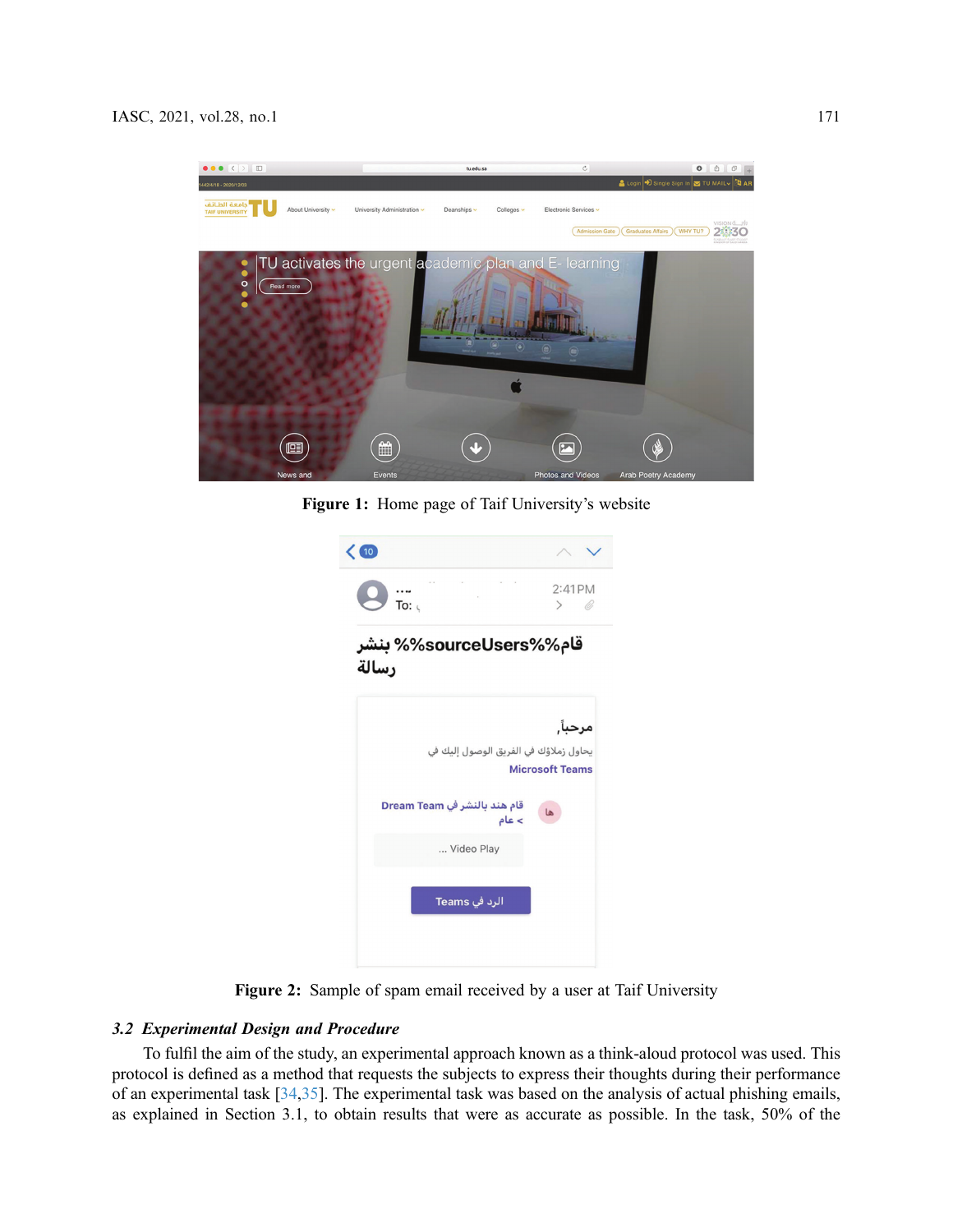Figure 1: Home page of Taif University's website

Figure 2: Sample of spam email received by a user at Taif University

### 3.2 Experimental Design and Procedure

To fulfil the aim of the study, an experimental approach known as a think-aloud protocol was used. This protocol is defined as a method that requests the subjects to express their thoughts during their performance of an experimental task [34,35]. The experimental task was based on the analysis of actual phishing emails, as explained in Section 3.1, to obtain results that were as accurate as possible. In the task, 50% of the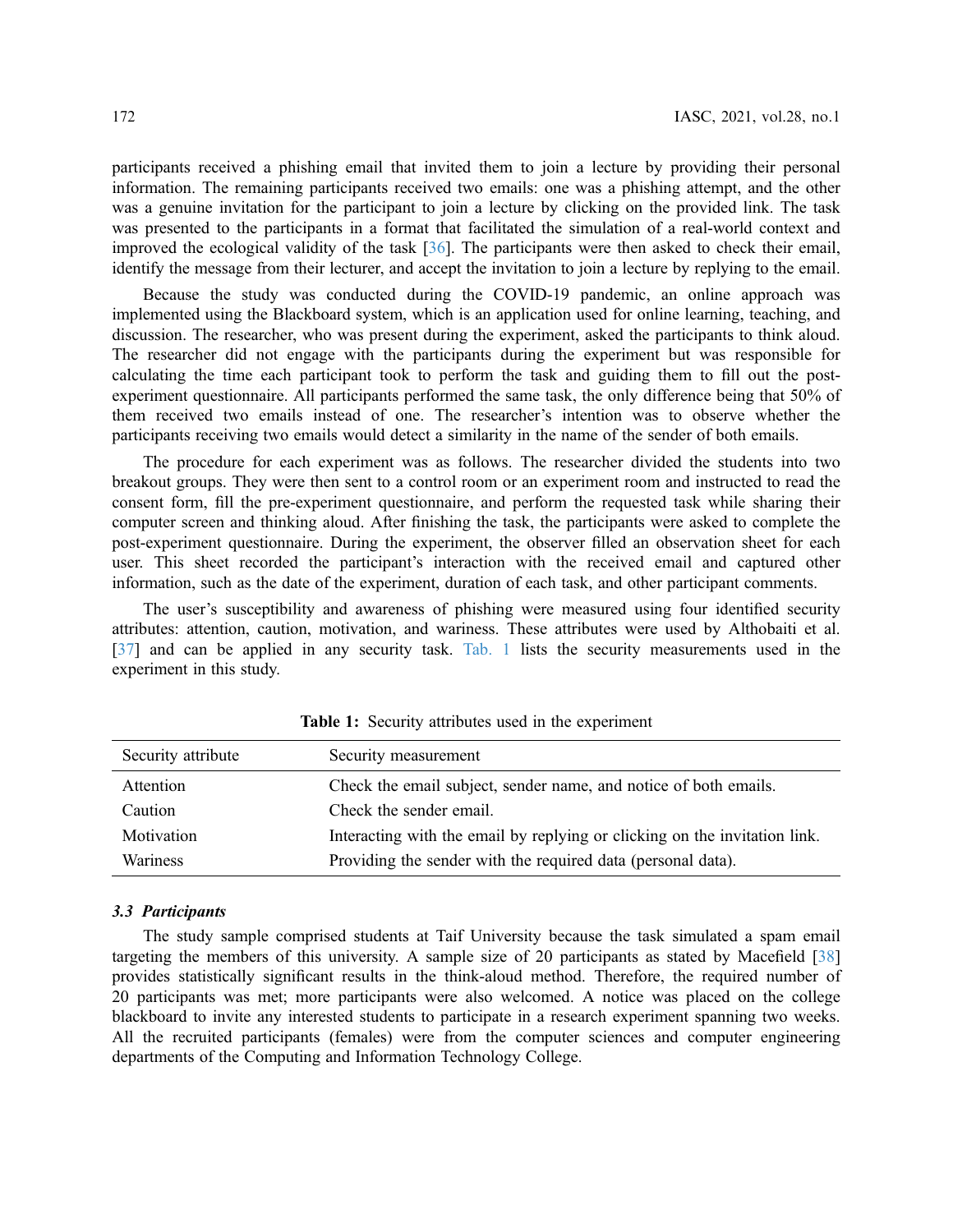participants received a phishing email that invited them to join a lecture by providing their personal information. The remaining participants received two emails: one was a phishing attempt, and the other was a genuine invitation for the participant to join a lecture by clicking on the provided link. The task was presented to the participants in a format that facilitated the simulation of a real-world context and improved the ecological validity of the task [36]. The participants were then asked to check their email, identify the message from their lecturer, and accept the invitation to join a lecture by replying to the email.

Because the study was conducted during the COVID-19 pandemic, an online approach was implemented using the Blackboard system, which is an application used for online learning, teaching, and discussion. The researcher, who was present during the experiment, asked the participants to think aloud. The researcher did not engage with the participants during the experiment but was responsible for calculating the time each participant took to perform the task and guiding them to fill out the post-experiment questionnaire. All participants performed the same task, the only difference being that 50% of them received two emails instead of one. The researcher's intention was to observe whether the participants receiving two emails would detect a similarity in the name of the sender of both emails.

The procedure for each experiment was as follows. The researcher divided the students into two breakout groups. They were then sent to a control room or an experiment room and instructed to read the consent form, fill the pre-experiment questionnaire, and perform the requested task while sharing their computer screen and thinking aloud. After finishing the task, the participants were asked to complete the post-experiment questionnaire. During the experiment, the observer filled an observation sheet for each user. This sheet recorded the participant's interaction with the received email and captured other information, such as the date of the experiment, duration of each task, and other participant comments.

The user's susceptibility and awareness of phishing were measured using four identified security attributes: attention, caution, motivation, and wariness. These attributes were used by Althobaiti et al. [37] and can be applied in any security task. Tab. 1 lists the security measurements used in the experiment in this study.

**Table 1:** Security attributes used in the experiment

| Security attribute | Security measurement |
|---|---|
| Attention | Check the email subject, sender name, and notice of both emails. |
| Caution | Check the sender email. |
| Motivation | Interacting with the email by replying or clicking on the invitation link. |
| Wariness | Providing the sender with the required data (personal data). |

### 3.3 Participants

The study sample comprised students at Taif University because the task simulated a spam email targeting the members of this university. A sample size of 20 participants as stated by Macefield [38] provides statistically significant results in the think-aloud method. Therefore, the required number of 20 participants was met; more participants were also welcomed. A notice was placed on the college blackboard to invite any interested students to participate in a research experiment spanning two weeks. All the recruited participants (females) were from the computer sciences and computer engineering departments of the Computing and Information Technology College.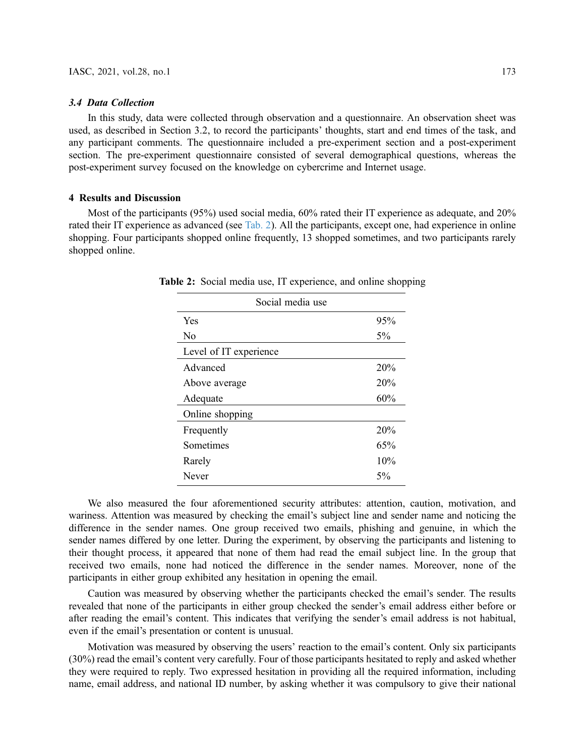### 3.4 Data Collection

In this study, data were collected through observation and a questionnaire. An observation sheet was used, as described in Section 3.2, to record the participants' thoughts, start and end times of the task, and any participant comments. The questionnaire included a pre-experiment section and a post-experiment section. The pre-experiment questionnaire consisted of several demographical questions, whereas the post-experiment survey focused on the knowledge on cybercrime and Internet usage.

## 4 Results and Discussion

Most of the participants (95%) used social media, 60% rated their IT experience as adequate, and 20% rated their IT experience as advanced (see Tab. 2). All the participants, except one, had experience in online shopping. Four participants shopped online frequently, 13 shopped sometimes, and two participants rarely shopped online.

**Table 2:** Social media use, IT experience, and online shopping

| Social media use | |
|---|---|
| Yes | 95% |
| No | 5% |
| **Level of IT experience** | |
| Advanced | 20% |
| Above average | 20% |
| Adequate | 60% |
| **Online shopping** | |
| Frequently | 20% |
| Sometimes | 65% |
| Rarely | 10% |
| Never | 5% |

We also measured the four aforementioned security attributes: attention, caution, motivation, and wariness. Attention was measured by checking the email's subject line and sender name and noticing the difference in the sender names. One group received two emails, phishing and genuine, in which the sender names differed by one letter. During the experiment, by observing the participants and listening to their thought process, it appeared that none of them had read the email subject line. In the group that received two emails, none had noticed the difference in the sender names. Moreover, none of the participants in either group exhibited any hesitation in opening the email.

Caution was measured by observing whether the participants checked the email's sender. The results revealed that none of the participants in either group checked the sender's email address either before or after reading the email's content. This indicates that verifying the sender's email address is not habitual, even if the email's presentation or content is unusual.

Motivation was measured by observing the users' reaction to the email's content. Only six participants (30%) read the email's content very carefully. Four of those participants hesitated to reply and asked whether they were required to reply. Two expressed hesitation in providing all the required information, including name, email address, and national ID number, by asking whether it was compulsory to give their national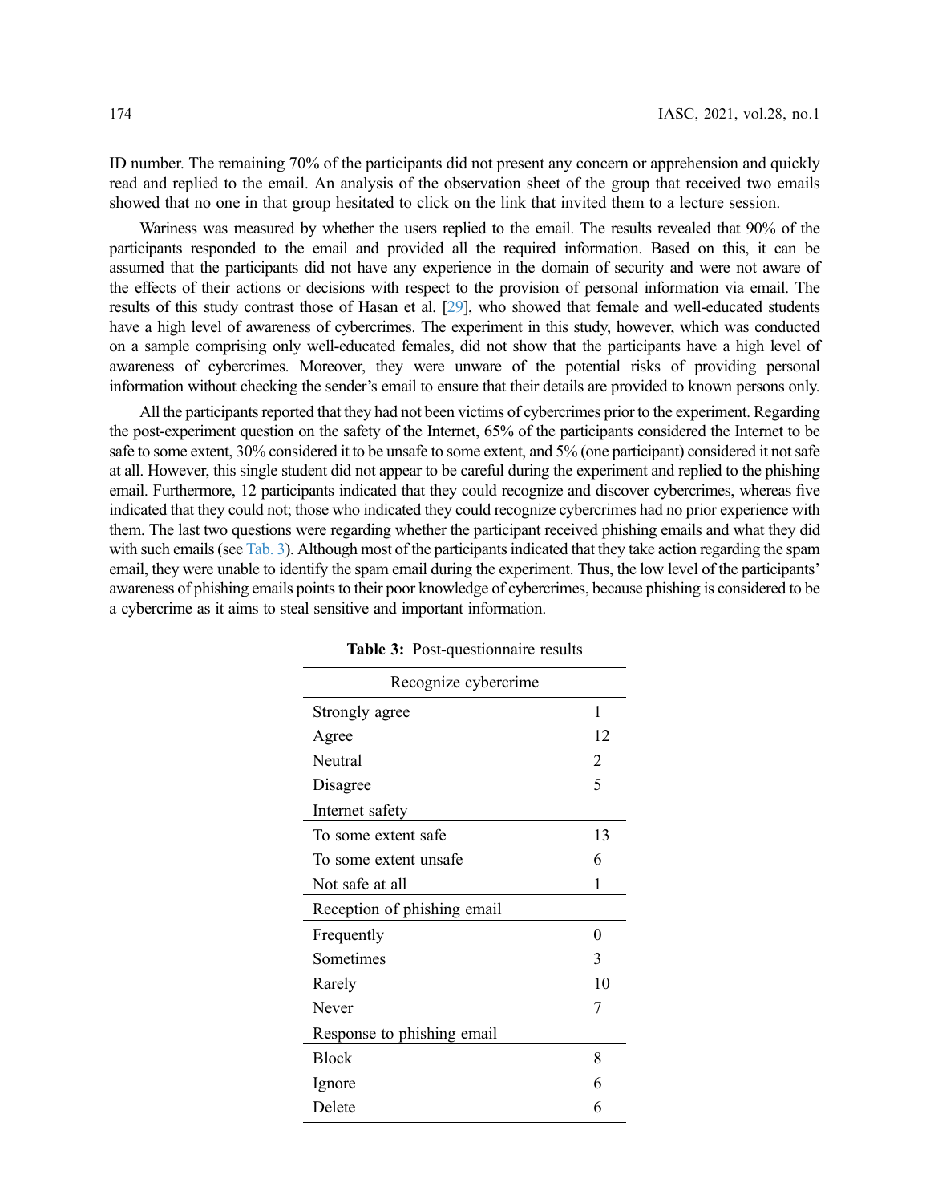ID number. The remaining 70% of the participants did not present any concern or apprehension and quickly read and replied to the email. An analysis of the observation sheet of the group that received two emails showed that no one in that group hesitated to click on the link that invited them to a lecture session.

Wariness was measured by whether the users replied to the email. The results revealed that 90% of the participants responded to the email and provided all the required information. Based on this, it can be assumed that the participants did not have any experience in the domain of security and were not aware of the effects of their actions or decisions with respect to the provision of personal information via email. The results of this study contrast those of Hasan et al. [29], who showed that female and well-educated students have a high level of awareness of cybercrimes. The experiment in this study, however, which was conducted on a sample comprising only well-educated females, did not show that the participants have a high level of awareness of cybercrimes. Moreover, they were unware of the potential risks of providing personal information without checking the sender's email to ensure that their details are provided to known persons only.

All the participants reported that they had not been victims of cybercrimes prior to the experiment. Regarding the post-experiment question on the safety of the Internet, 65% of the participants considered the Internet to be safe to some extent, 30% considered it to be unsafe to some extent, and 5% (one participant) considered it not safe at all. However, this single student did not appear to be careful during the experiment and replied to the phishing email. Furthermore, 12 participants indicated that they could recognize and discover cybercrimes, whereas five indicated that they could not; those who indicated they could recognize cybercrimes had no prior experience with them. The last two questions were regarding whether the participant received phishing emails and what they did with such emails (see Tab. 3). Although most of the participants indicated that they take action regarding the spam email, they were unable to identify the spam email during the experiment. Thus, the low level of the participants' awareness of phishing emails points to their poor knowledge of cybercrimes, because phishing is considered to be a cybercrime as it aims to steal sensitive and important information.

**Table 3:** Post-questionnaire results

| Recognize cybercrime | |
|---|---|
| Strongly agree | 1 |
| Agree | 12 |
| Neutral | 2 |
| Disagree | 5 |
| **Internet safety** | |
| To some extent safe | 13 |
| To some extent unsafe | 6 |
| Not safe at all | 1 |
| **Reception of phishing email** | |
| Frequently | 0 |
| Sometimes | 3 |
| Rarely | 10 |
| Never | 7 |
| **Response to phishing email** | |
| Block | 8 |
| Ignore | 6 |
| Delete | 6 |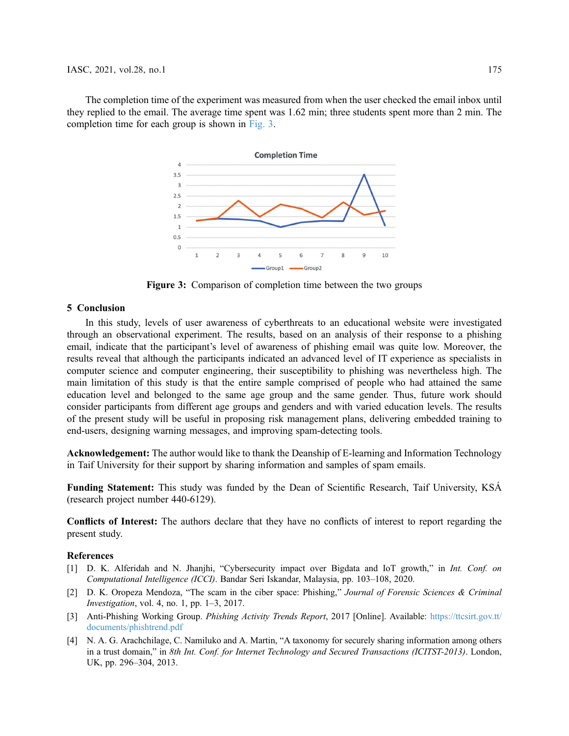The completion time of the experiment was measured from when the user checked the email inbox until they replied to the email. The average time spent was 1.62 min; three students spent more than 2 min. The completion time for each group is shown in Fig. 3.

**Figure 3:** Comparison of completion time between the two groups

## 5 Conclusion

In this study, levels of user awareness of cyberthreats to an educational website were investigated through an observational experiment. The results, based on an analysis of their response to a phishing email, indicate that the participant's level of awareness of phishing email was quite low. Moreover, the results reveal that although the participants indicated an advanced level of IT experience as specialists in computer science and computer engineering, their susceptibility to phishing was nevertheless high. The main limitation of this study is that the entire sample comprised of people who had attained the same education level and belonged to the same age group and the same gender. Thus, future work should consider participants from different age groups and genders and with varied education levels. The results of the present study will be useful in proposing risk management plans, delivering embedded training to end-users, designing warning messages, and improving spam-detecting tools.

**Acknowledgement:** The author would like to thank the Deanship of E-learning and Information Technology in Taif University for their support by sharing information and samples of spam emails.

**Funding Statement:** This study was funded by the Dean of Scientific Research, Taif University, KSÁ (research project number 440-6129).

**Conflicts of Interest:** The authors declare that they have no conflicts of interest to report regarding the present study.

## References

[1] D. K. Alferidah and N. Jhanjhi, "Cybersecurity impact over Bigdata and IoT growth," in *Int. Conf. on Computational Intelligence (ICCI)*. Bandar Seri Iskandar, Malaysia, pp. 103–108, 2020.

[2] D. K. Oropeza Mendoza, "The scam in the ciber space: Phishing," *Journal of Forensic Sciences & Criminal Investigation*, vol. 4, no. 1, pp. 1–3, 2017.

[3] Anti-Phishing Working Group. *Phishing Activity Trends Report*, 2017 [Online]. Available: https://ttcsirt.gov.tt/documents/phishtrend.pdf

[4] N. A. G. Arachchilage, C. Namiluko and A. Martin, "A taxonomy for securely sharing information among others in a trust domain," in *8th Int. Conf. for Internet Technology and Secured Transactions (ICITST-2013)*. London, UK, pp. 296–304, 2013.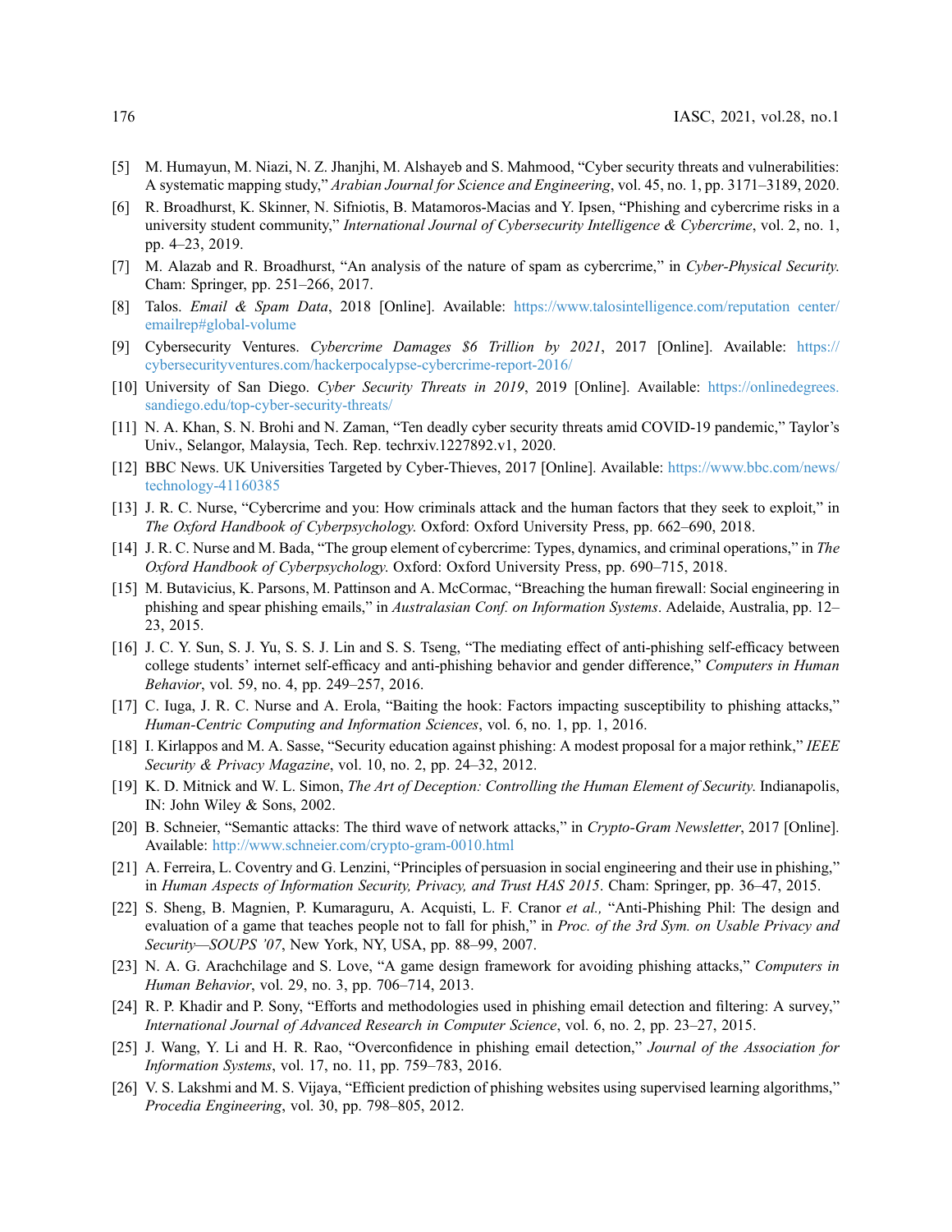[5] M. Humayun, M. Niazi, N. Z. Jhanjhi, M. Alshayeb and S. Mahmood, "Cyber security threats and vulnerabilities: A systematic mapping study," *Arabian Journal for Science and Engineering*, vol. 45, no. 1, pp. 3171–3189, 2020.

[6] R. Broadhurst, K. Skinner, N. Sifniotis, B. Matamoros-Macias and Y. Ipsen, "Phishing and cybercrime risks in a university student community," *International Journal of Cybersecurity Intelligence & Cybercrime*, vol. 2, no. 1, pp. 4–23, 2019.

[7] M. Alazab and R. Broadhurst, "An analysis of the nature of spam as cybercrime," in *Cyber-Physical Security.* Cham: Springer, pp. 251–266, 2017.

[8] Talos. *Email & Spam Data*, 2018 [Online]. Available: https://www.talosintelligence.com/reputation center/emailrep#global-volume

[9] Cybersecurity Ventures. *Cybercrime Damages $6 Trillion by 2021*, 2017 [Online]. Available: https://cybersecurityventures.com/hackerpocalypse-cybercrime-report-2016/

[10] University of San Diego. *Cyber Security Threats in 2019*, 2019 [Online]. Available: https://onlinedegrees.sandiego.edu/top-cyber-security-threats/

[11] N. A. Khan, S. N. Brohi and N. Zaman, "Ten deadly cyber security threats amid COVID-19 pandemic," Taylor's Univ., Selangor, Malaysia, Tech. Rep. techrxiv.1227892.v1, 2020.

[12] BBC News. UK Universities Targeted by Cyber-Thieves, 2017 [Online]. Available: https://www.bbc.com/news/technology-41160385

[13] J. R. C. Nurse, "Cybercrime and you: How criminals attack and the human factors that they seek to exploit," in *The Oxford Handbook of Cyberpsychology.* Oxford: Oxford University Press, pp. 662–690, 2018.

[14] J. R. C. Nurse and M. Bada, "The group element of cybercrime: Types, dynamics, and criminal operations," in *The Oxford Handbook of Cyberpsychology.* Oxford: Oxford University Press, pp. 690–715, 2018.

[15] M. Butavicius, K. Parsons, M. Pattinson and A. McCormac, "Breaching the human firewall: Social engineering in phishing and spear phishing emails," in *Australasian Conf. on Information Systems*. Adelaide, Australia, pp. 12–23, 2015.

[16] J. C. Y. Sun, S. J. Yu, S. S. J. Lin and S. S. Tseng, "The mediating effect of anti-phishing self-efficacy between college students' internet self-efficacy and anti-phishing behavior and gender difference," *Computers in Human Behavior*, vol. 59, no. 4, pp. 249–257, 2016.

[17] C. Iuga, J. R. C. Nurse and A. Erola, "Baiting the hook: Factors impacting susceptibility to phishing attacks," *Human-Centric Computing and Information Sciences*, vol. 6, no. 1, pp. 1, 2016.

[18] I. Kirlappos and M. A. Sasse, "Security education against phishing: A modest proposal for a major rethink," *IEEE Security & Privacy Magazine*, vol. 10, no. 2, pp. 24–32, 2012.

[19] K. D. Mitnick and W. L. Simon, *The Art of Deception: Controlling the Human Element of Security.* Indianapolis, IN: John Wiley & Sons, 2002.

[20] B. Schneier, "Semantic attacks: The third wave of network attacks," in *Crypto-Gram Newsletter*, 2017 [Online]. Available: http://www.schneier.com/crypto-gram-0010.html

[21] A. Ferreira, L. Coventry and G. Lenzini, "Principles of persuasion in social engineering and their use in phishing," in *Human Aspects of Information Security, Privacy, and Trust HAS 2015*. Cham: Springer, pp. 36–47, 2015.

[22] S. Sheng, B. Magnien, P. Kumaraguru, A. Acquisti, L. F. Cranor *et al.,* "Anti-Phishing Phil: The design and evaluation of a game that teaches people not to fall for phish," in *Proc. of the 3rd Sym. on Usable Privacy and Security—SOUPS '07*, New York, NY, USA, pp. 88–99, 2007.

[23] N. A. G. Arachchilage and S. Love, "A game design framework for avoiding phishing attacks," *Computers in Human Behavior*, vol. 29, no. 3, pp. 706–714, 2013.

[24] R. P. Khadir and P. Sony, "Efforts and methodologies used in phishing email detection and filtering: A survey," *International Journal of Advanced Research in Computer Science*, vol. 6, no. 2, pp. 23–27, 2015.

[25] J. Wang, Y. Li and H. R. Rao, "Overconfidence in phishing email detection," *Journal of the Association for Information Systems*, vol. 17, no. 11, pp. 759–783, 2016.

[26] V. S. Lakshmi and M. S. Vijaya, "Efficient prediction of phishing websites using supervised learning algorithms," *Procedia Engineering*, vol. 30, pp. 798–805, 2012.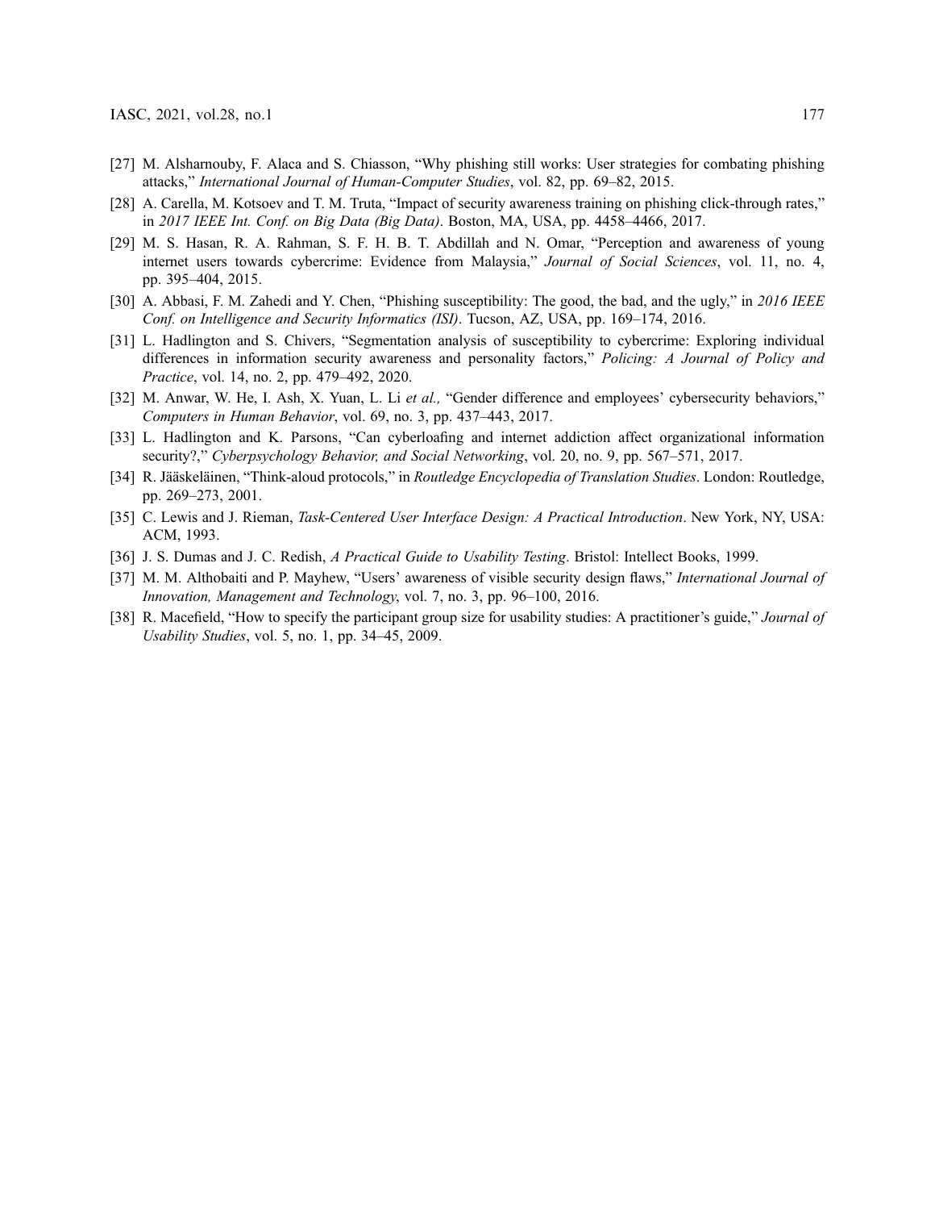[27] M. Alsharnouby, F. Alaca and S. Chiasson, "Why phishing still works: User strategies for combating phishing attacks," *International Journal of Human-Computer Studies*, vol. 82, pp. 69–82, 2015.

[28] A. Carella, M. Kotsoev and T. M. Truta, "Impact of security awareness training on phishing click-through rates," in *2017 IEEE Int. Conf. on Big Data (Big Data)*. Boston, MA, USA, pp. 4458–4466, 2017.

[29] M. S. Hasan, R. A. Rahman, S. F. H. B. T. Abdillah and N. Omar, "Perception and awareness of young internet users towards cybercrime: Evidence from Malaysia," *Journal of Social Sciences*, vol. 11, no. 4, pp. 395–404, 2015.

[30] A. Abbasi, F. M. Zahedi and Y. Chen, "Phishing susceptibility: The good, the bad, and the ugly," in *2016 IEEE Conf. on Intelligence and Security Informatics (ISI)*. Tucson, AZ, USA, pp. 169–174, 2016.

[31] L. Hadlington and S. Chivers, "Segmentation analysis of susceptibility to cybercrime: Exploring individual differences in information security awareness and personality factors," *Policing: A Journal of Policy and Practice*, vol. 14, no. 2, pp. 479–492, 2020.

[32] M. Anwar, W. He, I. Ash, X. Yuan, L. Li *et al.,* "Gender difference and employees' cybersecurity behaviors," *Computers in Human Behavior*, vol. 69, no. 3, pp. 437–443, 2017.

[33] L. Hadlington and K. Parsons, "Can cyberloafing and internet addiction affect organizational information security?," *Cyberpsychology Behavior, and Social Networking*, vol. 20, no. 9, pp. 567–571, 2017.

[34] R. Jääskeläinen, "Think-aloud protocols," in *Routledge Encyclopedia of Translation Studies*. London: Routledge, pp. 269–273, 2001.

[35] C. Lewis and J. Rieman, *Task-Centered User Interface Design: A Practical Introduction*. New York, NY, USA: ACM, 1993.

[36] J. S. Dumas and J. C. Redish, *A Practical Guide to Usability Testing*. Bristol: Intellect Books, 1999.

[37] M. M. Althobaiti and P. Mayhew, "Users' awareness of visible security design flaws," *International Journal of Innovation, Management and Technology*, vol. 7, no. 3, pp. 96–100, 2016.

[38] R. Macefield, "How to specify the participant group size for usability studies: A practitioner's guide," *Journal of Usability Studies*, vol. 5, no. 1, pp. 34–45, 2009.